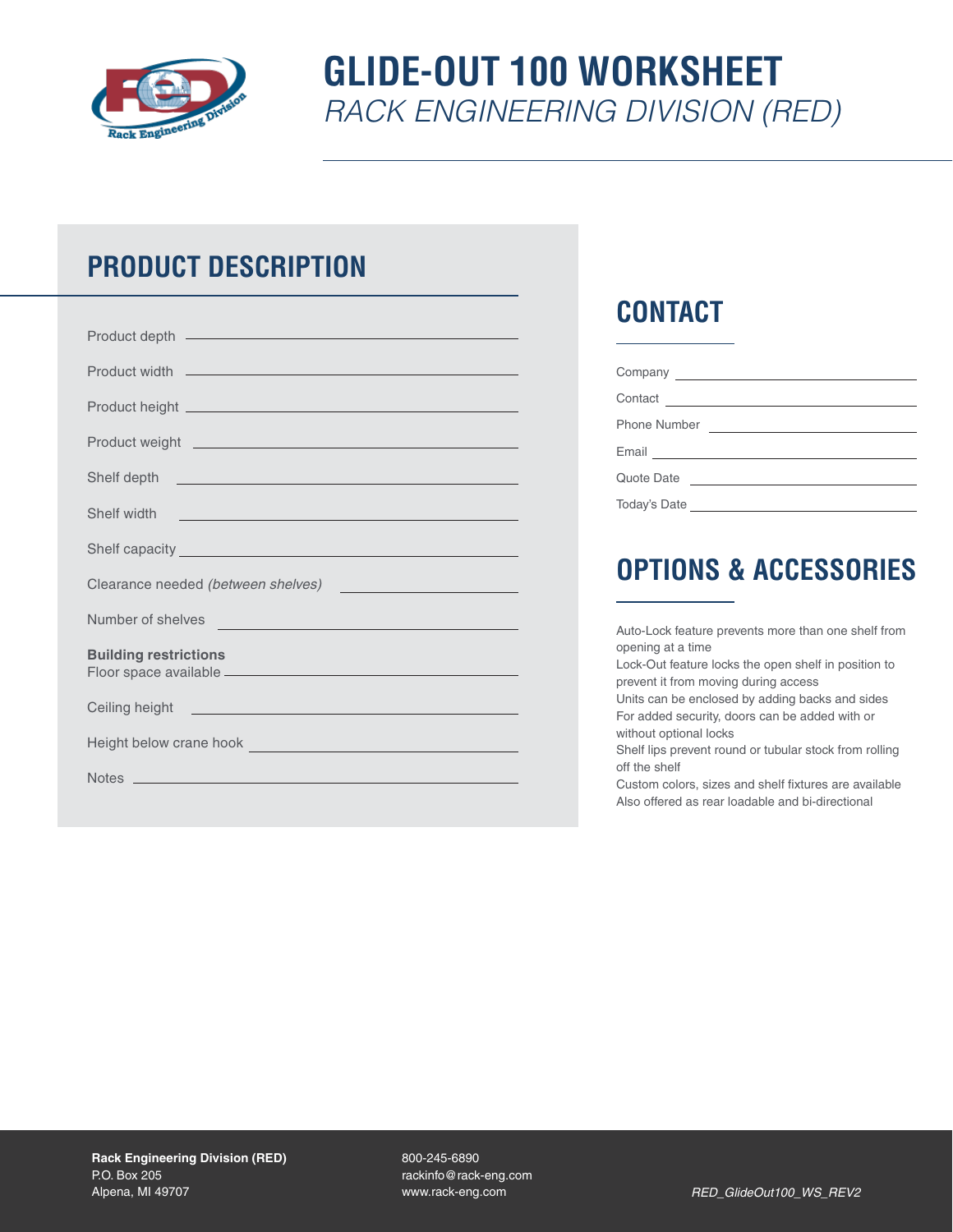# GLIDE-OUT 100 WORKSHEET

*RACK ENGINEERING DIVISION (RED)*

## PRODUCT DESCRIPTION

Product depth \_\_\_\_\_\_\_\_\_\_\_\_\_\_\_\_\_\_\_\_

Product width \_\_\_\_\_\_\_\_\_\_\_\_\_\_\_\_\_\_\_\_

Product height \_\_\_\_\_\_\_\_\_\_\_\_\_\_\_\_\_\_\_\_

Product weight \_\_\_\_\_\_\_\_\_\_\_\_\_\_\_\_\_\_\_\_

Shelf depth \_\_\_\_\_\_\_\_\_\_\_\_\_\_\_\_\_\_\_\_

Shelf width \_\_\_\_\_\_\_\_\_\_\_\_\_\_\_\_\_\_\_\_

Shelf capacity \_\_\_\_\_\_\_\_\_\_\_\_\_\_\_\_\_\_\_\_

Clearance needed *(between shelves)* \_\_\_\_\_\_\_\_\_\_\_\_\_\_\_\_\_\_\_\_

Number of shelves \_\_\_\_\_\_\_\_\_\_\_\_\_\_\_\_\_\_\_\_

**Building restrictions**

Floor space available \_\_\_\_\_\_\_\_\_\_\_\_\_\_\_\_\_\_\_\_

Ceiling height \_\_\_\_\_\_\_\_\_\_\_\_\_\_\_\_\_\_\_\_

Height below crane hook \_\_\_\_\_\_\_\_\_\_\_\_\_\_\_\_\_\_\_\_

Notes \_\_\_\_\_\_\_\_\_\_\_\_\_\_\_\_\_\_\_\_

## CONTACT

Company \_\_\_\_\_\_\_\_\_\_\_\_\_\_\_\_\_\_\_\_

Contact \_\_\_\_\_\_\_\_\_\_\_\_\_\_\_\_\_\_\_\_

Phone Number \_\_\_\_\_\_\_\_\_\_\_\_\_\_\_\_\_\_\_\_

Email \_\_\_\_\_\_\_\_\_\_\_\_\_\_\_\_\_\_\_\_

Quote Date \_\_\_\_\_\_\_\_\_\_\_\_\_\_\_\_\_\_\_\_

Today's Date \_\_\_\_\_\_\_\_\_\_\_\_\_\_\_\_\_\_\_\_

## OPTIONS & ACCESSORIES

Auto-Lock feature prevents more than one shelf from opening at a time

Lock-Out feature locks the open shelf in position to prevent it from moving during access

Units can be enclosed by adding backs and sides

For added security, doors can be added with or without optional locks

Shelf lips prevent round or tubular stock from rolling off the shelf

Custom colors, sizes and shelf fixtures are available

Also offered as rear loadable and bi-directional

**Rack Engineering Division (RED)**
P.O. Box 205
Alpena, MI 49707

800-245-6890
rackinfo@rack-eng.com
www.rack-eng.com

*RED_GlideOut100_WS_REV2*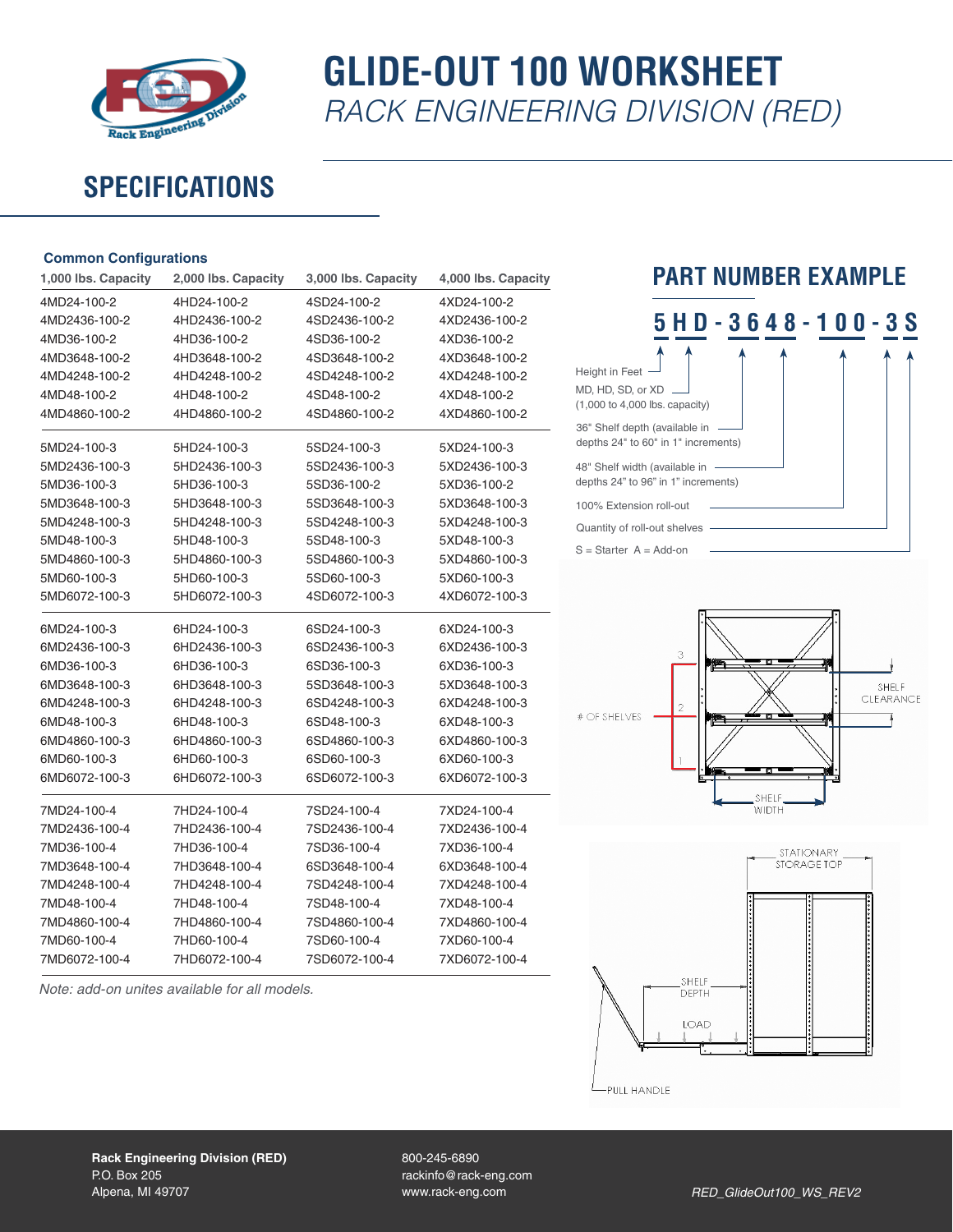# GLIDE-OUT 100 WORKSHEET

*RACK ENGINEERING DIVISION (RED)*

## SPECIFICATIONS

### Common Configurations

| 1,000 lbs. Capacity | 2,000 lbs. Capacity | 3,000 lbs. Capacity | 4,000 lbs. Capacity |
|---|---|---|---|
| 4MD24-100-2 | 4HD24-100-2 | 4SD24-100-2 | 4XD24-100-2 |
| 4MD2436-100-2 | 4HD2436-100-2 | 4SD2436-100-2 | 4XD2436-100-2 |
| 4MD36-100-2 | 4HD36-100-2 | 4SD36-100-2 | 4XD36-100-2 |
| 4MD3648-100-2 | 4HD3648-100-2 | 4SD3648-100-2 | 4XD3648-100-2 |
| 4MD4248-100-2 | 4HD4248-100-2 | 4SD4248-100-2 | 4XD4248-100-2 |
| 4MD48-100-2 | 4HD48-100-2 | 4SD48-100-2 | 4XD48-100-2 |
| 4MD4860-100-2 | 4HD4860-100-2 | 4SD4860-100-2 | 4XD4860-100-2 |
| 5MD24-100-3 | 5HD24-100-3 | 5SD24-100-3 | 5XD24-100-3 |
| 5MD2436-100-3 | 5HD2436-100-3 | 5SD2436-100-3 | 5XD2436-100-3 |
| 5MD36-100-3 | 5HD36-100-3 | 5SD36-100-2 | 5XD36-100-2 |
| 5MD3648-100-3 | 5HD3648-100-3 | 5SD3648-100-3 | 5XD3648-100-3 |
| 5MD4248-100-3 | 5HD4248-100-3 | 5SD4248-100-3 | 5XD4248-100-3 |
| 5MD48-100-3 | 5HD48-100-3 | 5SD48-100-3 | 5XD48-100-3 |
| 5MD4860-100-3 | 5HD4860-100-3 | 5SD4860-100-3 | 5XD4860-100-3 |
| 5MD60-100-3 | 5HD60-100-3 | 5SD60-100-3 | 5XD60-100-3 |
| 5MD6072-100-3 | 5HD6072-100-3 | 4SD6072-100-3 | 4XD6072-100-3 |
| 6MD24-100-3 | 6HD24-100-3 | 6SD24-100-3 | 6XD24-100-3 |
| 6MD2436-100-3 | 6HD2436-100-3 | 6SD2436-100-3 | 6XD2436-100-3 |
| 6MD36-100-3 | 6HD36-100-3 | 6SD36-100-3 | 6XD36-100-3 |
| 6MD3648-100-3 | 6HD3648-100-3 | 5SD3648-100-3 | 5XD3648-100-3 |
| 6MD4248-100-3 | 6HD4248-100-3 | 6SD4248-100-3 | 6XD4248-100-3 |
| 6MD48-100-3 | 6HD48-100-3 | 6SD48-100-3 | 6XD48-100-3 |
| 6MD4860-100-3 | 6HD4860-100-3 | 6SD4860-100-3 | 6XD4860-100-3 |
| 6MD60-100-3 | 6HD60-100-3 | 6SD60-100-3 | 6XD60-100-3 |
| 6MD6072-100-3 | 6HD6072-100-3 | 6SD6072-100-3 | 6XD6072-100-3 |
| 7MD24-100-4 | 7HD24-100-4 | 7SD24-100-4 | 7XD24-100-4 |
| 7MD2436-100-4 | 7HD2436-100-4 | 7SD2436-100-4 | 7XD2436-100-4 |
| 7MD36-100-4 | 7HD36-100-4 | 7SD36-100-4 | 7XD36-100-4 |
| 7MD3648-100-4 | 7HD3648-100-4 | 6SD3648-100-4 | 6XD3648-100-4 |
| 7MD4248-100-4 | 7HD4248-100-4 | 7SD4248-100-4 | 7XD4248-100-4 |
| 7MD48-100-4 | 7HD48-100-4 | 7SD48-100-4 | 7XD48-100-4 |
| 7MD4860-100-4 | 7HD4860-100-4 | 7SD4860-100-4 | 7XD4860-100-4 |
| 7MD60-100-4 | 7HD60-100-4 | 7SD60-100-4 | 7XD60-100-4 |
| 7MD6072-100-4 | 7HD6072-100-4 | 7SD6072-100-4 | 7XD6072-100-4 |

*Note: add-on unites available for all models.*

## PART NUMBER EXAMPLE

**5 HD - 3648 - 100 - 3 S**

- Height in Feet
- MD, HD, SD, or XD (1,000 to 4,000 lbs. capacity)
- 36" Shelf depth (available in depths 24" to 60" in 1" increments)
- 48" Shelf width (available in depths 24" to 96" in 1" increments)
- 100% Extension roll-out
- Quantity of roll-out shelves
- S = Starter A = Add-on

3
2
1
# OF SHELVES
SHELF CLEARANCE
SHELF WIDTH

STATIONARY STORAGE TOP
SHELF DEPTH
LOAD
PULL HANDLE

**Rack Engineering Division (RED)**
P.O. Box 205
Alpena, MI 49707

800-245-6890
rackinfo@rack-eng.com
www.rack-eng.com

*RED_GlideOut100_WS_REV2*